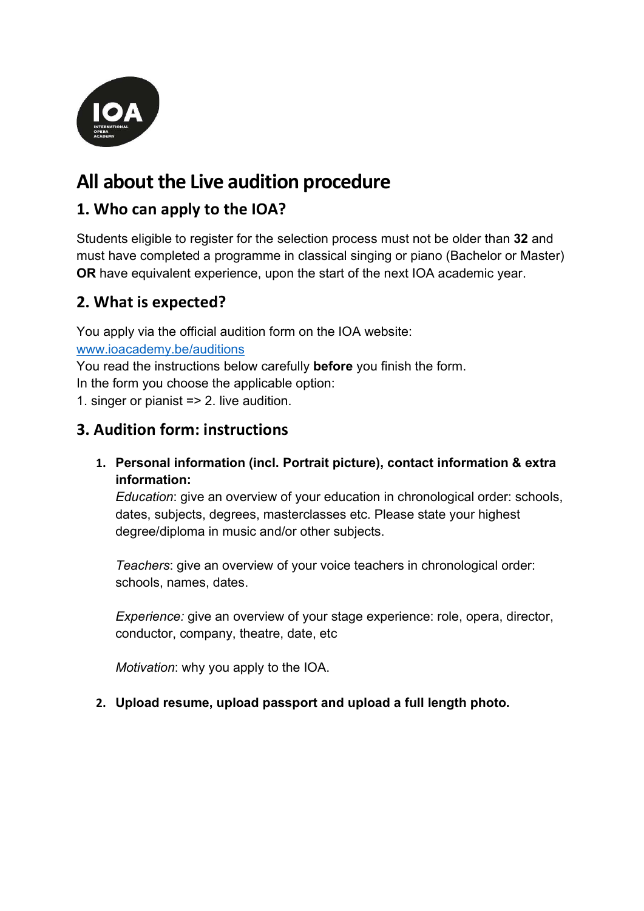# All about the Live audition procedure

## 1. Who can apply to the IOA?

Students eligible to register for the selection process must not be older than **32** and must have completed a programme in classical singing or piano (Bachelor or Master) **OR** have equivalent experience, upon the start of the next IOA academic year.

## 2. What is expected?

You apply via the official audition form on the IOA website:
[www.ioacademy.be/auditions](www.ioacademy.be/auditions)
You read the instructions below carefully **before** you finish the form.
In the form you choose the applicable option:
1. singer or pianist => 2. live audition.

## 3. Audition form: instructions

1. **Personal information (incl. Portrait picture), contact information & extra information:**

   *Education*: give an overview of your education in chronological order: schools, dates, subjects, degrees, masterclasses etc. Please state your highest degree/diploma in music and/or other subjects.

   *Teachers*: give an overview of your voice teachers in chronological order: schools, names, dates.

   *Experience:* give an overview of your stage experience: role, opera, director, conductor, company, theatre, date, etc

   *Motivation*: why you apply to the IOA.

2. **Upload resume, upload passport and upload a full length photo.**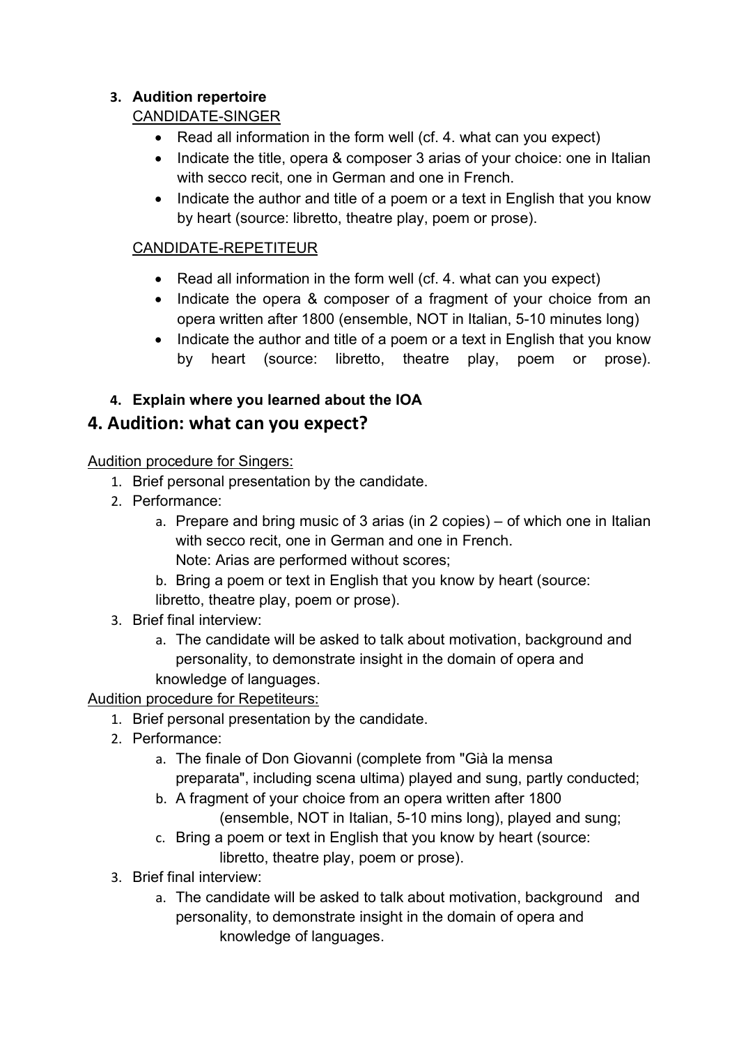3. **Audition repertoire**

   CANDIDATE-SINGER

   - Read all information in the form well (cf. 4. what can you expect)
   - Indicate the title, opera & composer 3 arias of your choice: one in Italian with secco recit, one in German and one in French.
   - Indicate the author and title of a poem or a text in English that you know by heart (source: libretto, theatre play, poem or prose).

   CANDIDATE-REPETITEUR

   - Read all information in the form well (cf. 4. what can you expect)
   - Indicate the opera & composer of a fragment of your choice from an opera written after 1800 (ensemble, NOT in Italian, 5-10 minutes long)
   - Indicate the author and title of a poem or a text in English that you know by heart (source: libretto, theatre play, poem or prose).

4. **Explain where you learned about the IOA**

## 4. Audition: what can you expect?

Audition procedure for Singers:

1. Brief personal presentation by the candidate.
2. Performance:
   a. Prepare and bring music of 3 arias (in 2 copies) – of which one in Italian with secco recit, one in German and one in French.
      Note: Arias are performed without scores;
   b. Bring a poem or text in English that you know by heart (source: libretto, theatre play, poem or prose).
3. Brief final interview:
   a. The candidate will be asked to talk about motivation, background and personality, to demonstrate insight in the domain of opera and knowledge of languages.

Audition procedure for Repetiteurs:

1. Brief personal presentation by the candidate.
2. Performance:
   a. The finale of Don Giovanni (complete from "Già la mensa preparata", including scena ultima) played and sung, partly conducted;
   b. A fragment of your choice from an opera written after 1800 (ensemble, NOT in Italian, 5-10 mins long), played and sung;
   c. Bring a poem or text in English that you know by heart (source: libretto, theatre play, poem or prose).
3. Brief final interview:
   a. The candidate will be asked to talk about motivation, background and personality, to demonstrate insight in the domain of opera and knowledge of languages.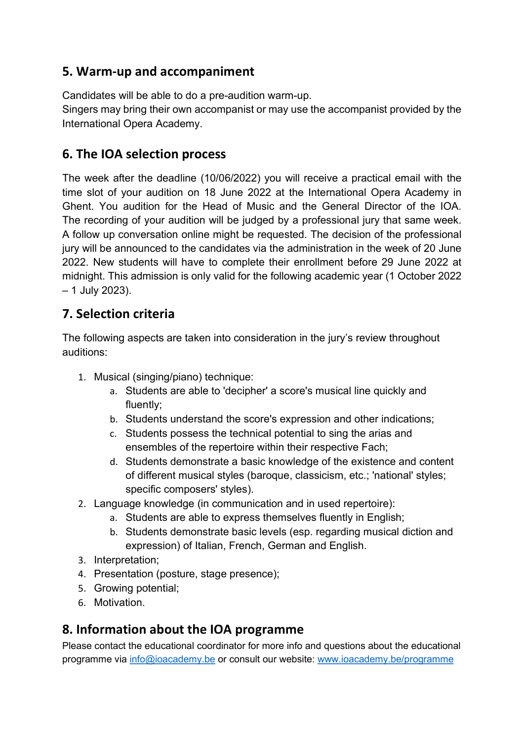## 5. Warm-up and accompaniment

Candidates will be able to do a pre-audition warm-up.
Singers may bring their own accompanist or may use the accompanist provided by the International Opera Academy.

## 6. The IOA selection process

The week after the deadline (10/06/2022) you will receive a practical email with the time slot of your audition on 18 June 2022 at the International Opera Academy in Ghent. You audition for the Head of Music and the General Director of the IOA. The recording of your audition will be judged by a professional jury that same week. A follow up conversation online might be requested. The decision of the professional jury will be announced to the candidates via the administration in the week of 20 June 2022. New students will have to complete their enrollment before 29 June 2022 at midnight. This admission is only valid for the following academic year (1 October 2022 – 1 July 2023).

## 7. Selection criteria

The following aspects are taken into consideration in the jury's review throughout auditions:

1. Musical (singing/piano) technique:
   a. Students are able to 'decipher' a score's musical line quickly and fluently;
   b. Students understand the score's expression and other indications;
   c. Students possess the technical potential to sing the arias and ensembles of the repertoire within their respective Fach;
   d. Students demonstrate a basic knowledge of the existence and content of different musical styles (baroque, classicism, etc.; 'national' styles; specific composers' styles).
2. Language knowledge (in communication and in used repertoire):
   a. Students are able to express themselves fluently in English;
   b. Students demonstrate basic levels (esp. regarding musical diction and expression) of Italian, French, German and English.
3. Interpretation;
4. Presentation (posture, stage presence);
5. Growing potential;
6. Motivation.

## 8. Information about the IOA programme

Please contact the educational coordinator for more info and questions about the educational programme via [info@ioacademy.be](mailto:info@ioacademy.be) or consult our website: [www.ioacademy.be/programme](http://www.ioacademy.be/programme)